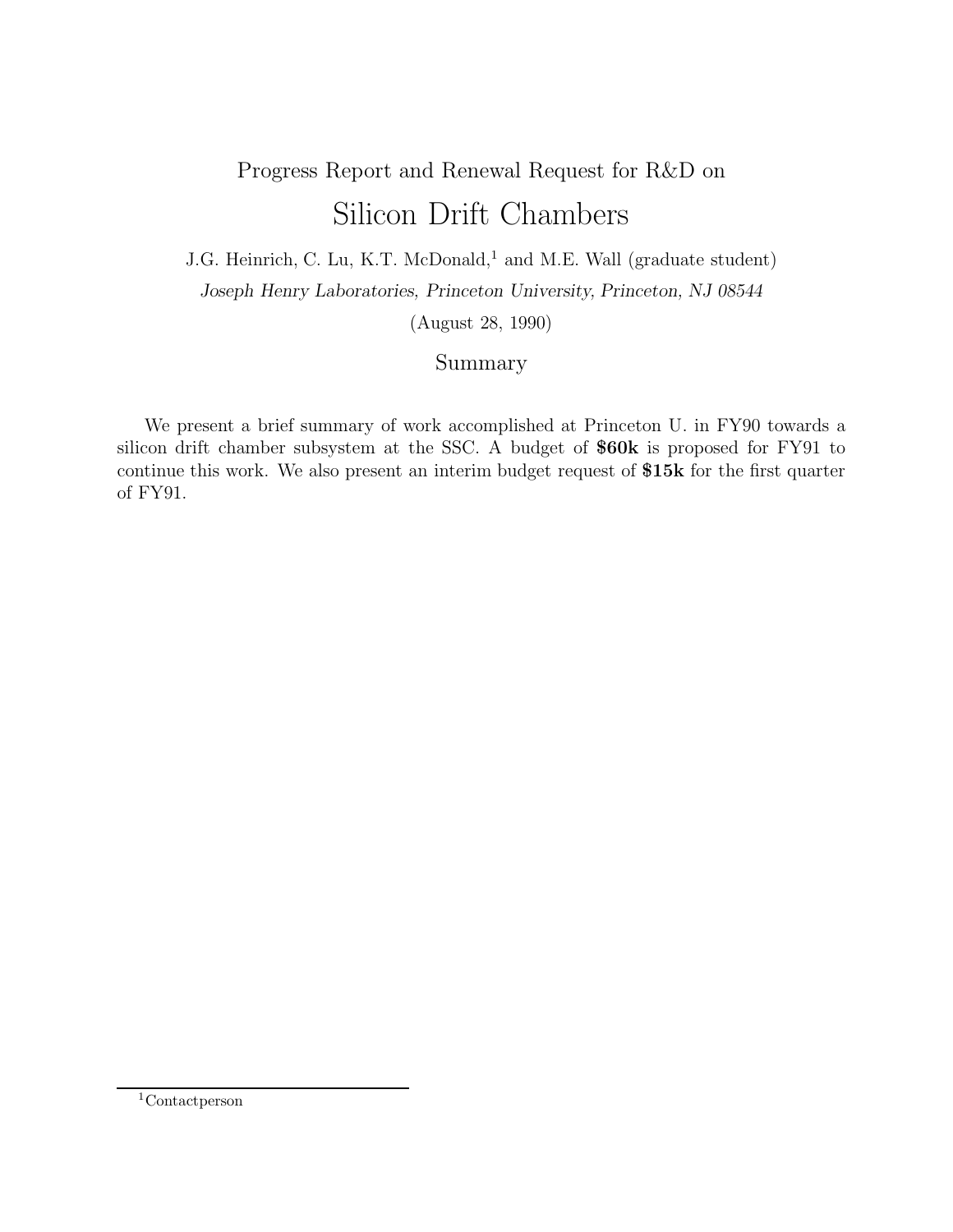Progress Report and Renewal Request for R&D on

# Silicon Drift Chambers

J.G. Heinrich, C. Lu, K.T. McDonald,[1] and M.E. Wall (graduate student)

*Joseph Henry Laboratories, Princeton University, Princeton, NJ 08544*

(August 28, 1990)

## Summary

We present a brief summary of work accomplished at Princeton U. in FY90 towards a silicon drift chamber subsystem at the SSC. A budget of **$60k** is proposed for FY91 to continue this work. We also present an interim budget request of **$15k** for the first quarter of FY91.

[1]Contactperson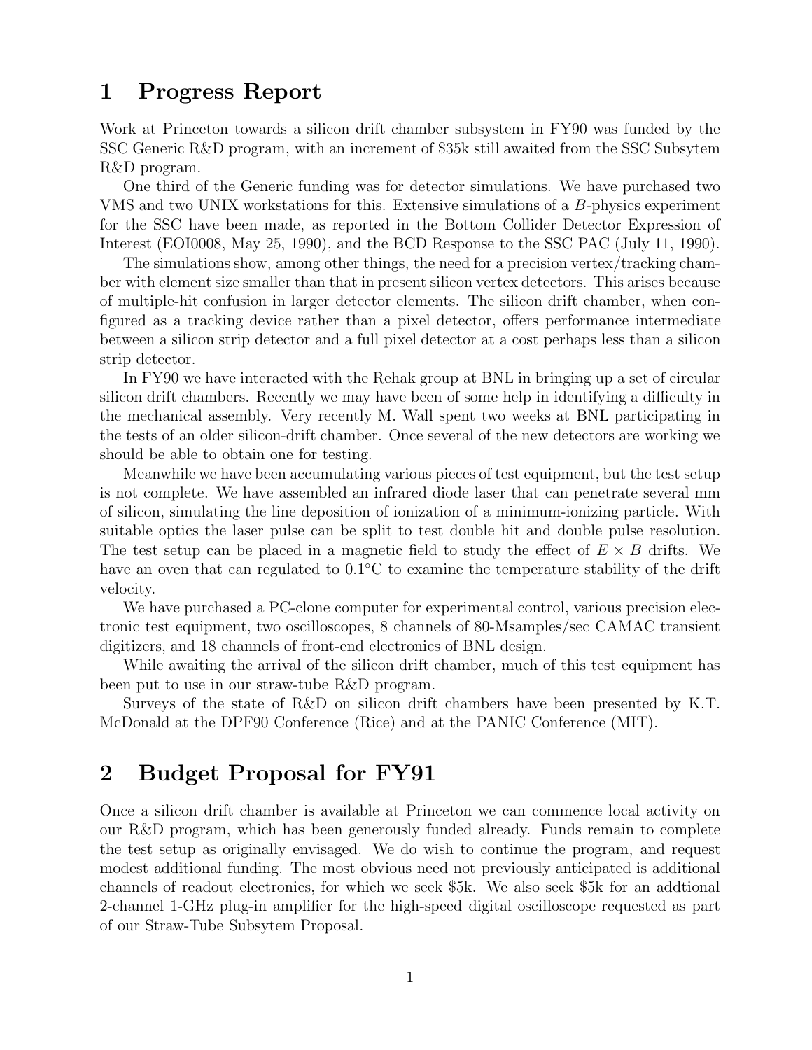# 1 Progress Report

Work at Princeton towards a silicon drift chamber subsystem in FY90 was funded by the SSC Generic R&D program, with an increment of $35k still awaited from the SSC Subsytem R&D program.

One third of the Generic funding was for detector simulations. We have purchased two VMS and two UNIX workstations for this. Extensive simulations of a $B$-physics experiment for the SSC have been made, as reported in the Bottom Collider Detector Expression of Interest (EOI0008, May 25, 1990), and the BCD Response to the SSC PAC (July 11, 1990).

The simulations show, among other things, the need for a precision vertex/tracking chamber with element size smaller than that in present silicon vertex detectors. This arises because of multiple-hit confusion in larger detector elements. The silicon drift chamber, when configured as a tracking device rather than a pixel detector, offers performance intermediate between a silicon strip detector and a full pixel detector at a cost perhaps less than a silicon strip detector.

In FY90 we have interacted with the Rehak group at BNL in bringing up a set of circular silicon drift chambers. Recently we may have been of some help in identifying a difficulty in the mechanical assembly. Very recently M. Wall spent two weeks at BNL participating in the tests of an older silicon-drift chamber. Once several of the new detectors are working we should be able to obtain one for testing.

Meanwhile we have been accumulating various pieces of test equipment, but the test setup is not complete. We have assembled an infrared diode laser that can penetrate several mm of silicon, simulating the line deposition of ionization of a minimum-ionizing particle. With suitable optics the laser pulse can be split to test double hit and double pulse resolution. The test setup can be placed in a magnetic field to study the effect of $E \times B$ drifts. We have an oven that can regulated to 0.1°C to examine the temperature stability of the drift velocity.

We have purchased a PC-clone computer for experimental control, various precision electronic test equipment, two oscilloscopes, 8 channels of 80-Msamples/sec CAMAC transient digitizers, and 18 channels of front-end electronics of BNL design.

While awaiting the arrival of the silicon drift chamber, much of this test equipment has been put to use in our straw-tube R&D program.

Surveys of the state of R&D on silicon drift chambers have been presented by K.T. McDonald at the DPF90 Conference (Rice) and at the PANIC Conference (MIT).

# 2 Budget Proposal for FY91

Once a silicon drift chamber is available at Princeton we can commence local activity on our R&D program, which has been generously funded already. Funds remain to complete the test setup as originally envisaged. We do wish to continue the program, and request modest additional funding. The most obvious need not previously anticipated is additional channels of readout electronics, for which we seek $5k. We also seek $5k for an addtional 2-channel 1-GHz plug-in amplifier for the high-speed digital oscilloscope requested as part of our Straw-Tube Subsytem Proposal.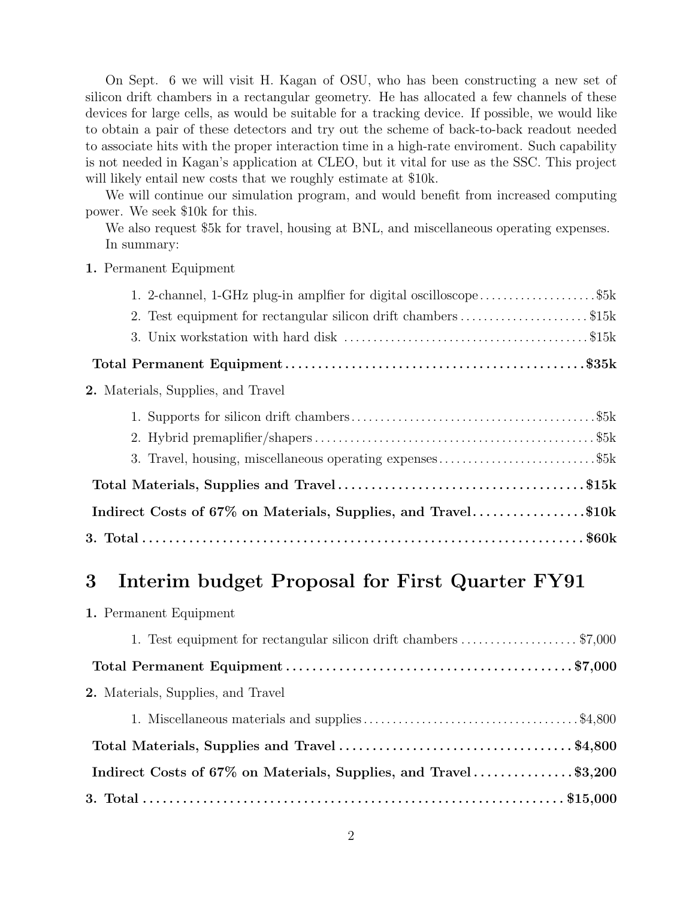On Sept. 6 we will visit H. Kagan of OSU, who has been constructing a new set of silicon drift chambers in a rectangular geometry. He has allocated a few channels of these devices for large cells, as would be suitable for a tracking device. If possible, we would like to obtain a pair of these detectors and try out the scheme of back-to-back readout needed to associate hits with the proper interaction time in a high-rate enviroment. Such capability is not needed in Kagan's application at CLEO, but it vital for use as the SSC. This project will likely entail new costs that we roughly estimate at $10k.

We will continue our simulation program, and would benefit from increased computing power. We seek $10k for this.

We also request $5k for travel, housing at BNL, and miscellaneous operating expenses.

In summary:

**1.** Permanent Equipment

1. 2-channel, 1-GHz plug-in amplfier for digital oscilloscope .................... $5k
2. Test equipment for rectangular silicon drift chambers ...................... $15k
3. Unix workstation with hard disk .......................................... $15k

**Total Permanent Equipment ............................................. $35k**

**2.** Materials, Supplies, and Travel

1. Supports for silicon drift chambers .......................................... $5k
2. Hybrid premaplifier/shapers ................................................ $5k
3. Travel, housing, miscellaneous operating expenses ........................... $5k

**Total Materials, Supplies and Travel ..................................... $15k**

**Indirect Costs of 67% on Materials, Supplies, and Travel ................. $10k**

**3. Total ................................................................... $60k**

# 3 Interim budget Proposal for First Quarter FY91

**1.** Permanent Equipment

1. Test equipment for rectangular silicon drift chambers .................... $7,000

**Total Permanent Equipment ........................................... $7,000**

**2.** Materials, Supplies, and Travel

1. Miscellaneous materials and supplies ..................................... $4,800

**Total Materials, Supplies and Travel ................................... $4,800**

**Indirect Costs of 67% on Materials, Supplies, and Travel ............... $3,200**

**3. Total ................................................................. $15,000**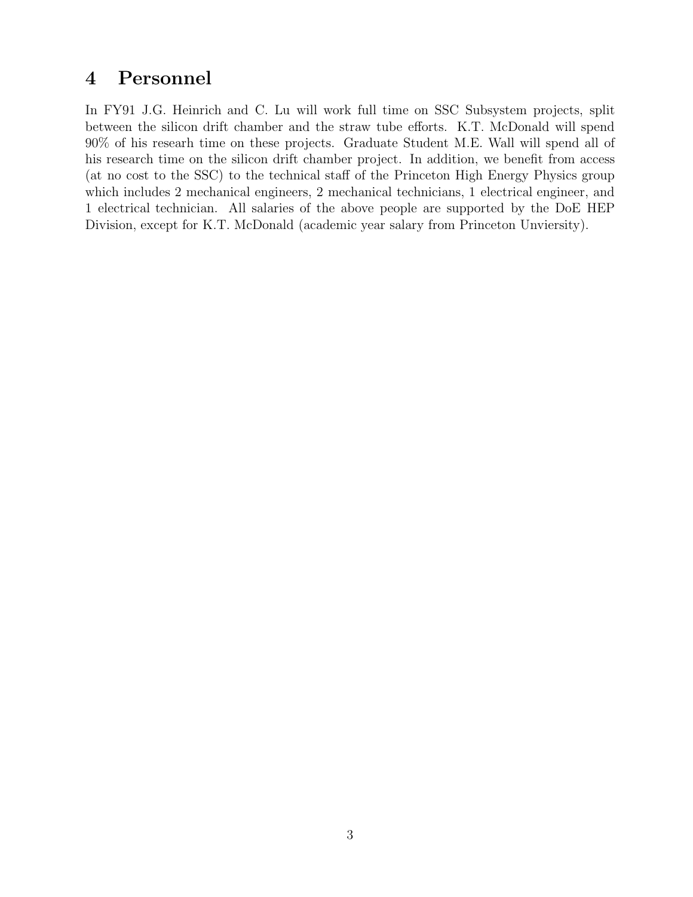# 4 Personnel

In FY91 J.G. Heinrich and C. Lu will work full time on SSC Subsystem projects, split between the silicon drift chamber and the straw tube efforts. K.T. McDonald will spend 90% of his researh time on these projects. Graduate Student M.E. Wall will spend all of his research time on the silicon drift chamber project. In addition, we benefit from access (at no cost to the SSC) to the technical staff of the Princeton High Energy Physics group which includes 2 mechanical engineers, 2 mechanical technicians, 1 electrical engineer, and 1 electrical technician. All salaries of the above people are supported by the DoE HEP Division, except for K.T. McDonald (academic year salary from Princeton Unviersity).